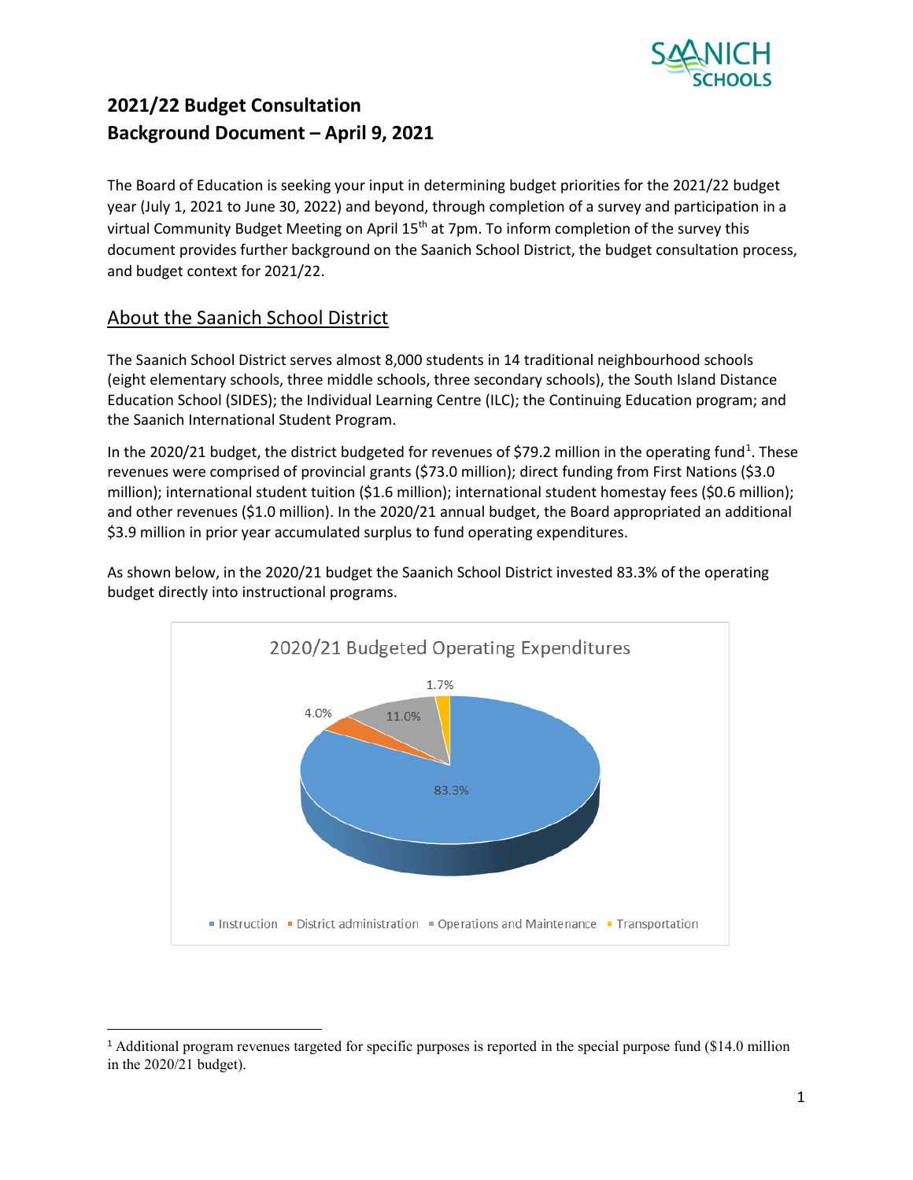# 2021/22 Budget Consultation
# Background Document – April 9, 2021

The Board of Education is seeking your input in determining budget priorities for the 2021/22 budget year (July 1, 2021 to June 30, 2022) and beyond, through completion of a survey and participation in a virtual Community Budget Meeting on April 15th at 7pm. To inform completion of the survey this document provides further background on the Saanich School District, the budget consultation process, and budget context for 2021/22.

## About the Saanich School District

The Saanich School District serves almost 8,000 students in 14 traditional neighbourhood schools (eight elementary schools, three middle schools, three secondary schools), the South Island Distance Education School (SIDES); the Individual Learning Centre (ILC); the Continuing Education program; and the Saanich International Student Program.

In the 2020/21 budget, the district budgeted for revenues of $79.2 million in the operating fund[1]. These revenues were comprised of provincial grants ($73.0 million); direct funding from First Nations ($3.0 million); international student tuition ($1.6 million); international student homestay fees ($0.6 million); and other revenues ($1.0 million). In the 2020/21 annual budget, the Board appropriated an additional $3.9 million in prior year accumulated surplus to fund operating expenditures.

As shown below, in the 2020/21 budget the Saanich School District invested 83.3% of the operating budget directly into instructional programs.

**2020/21 Budgeted Operating Expenditures**

| Category | Percentage |
|---|---|
| Instruction | 83.3% |
| District administration | 4.0% |
| Operations and Maintenance | 11.0% |
| Transportation | 1.7% |

[1] Additional program revenues targeted for specific purposes is reported in the special purpose fund ($14.0 million in the 2020/21 budget).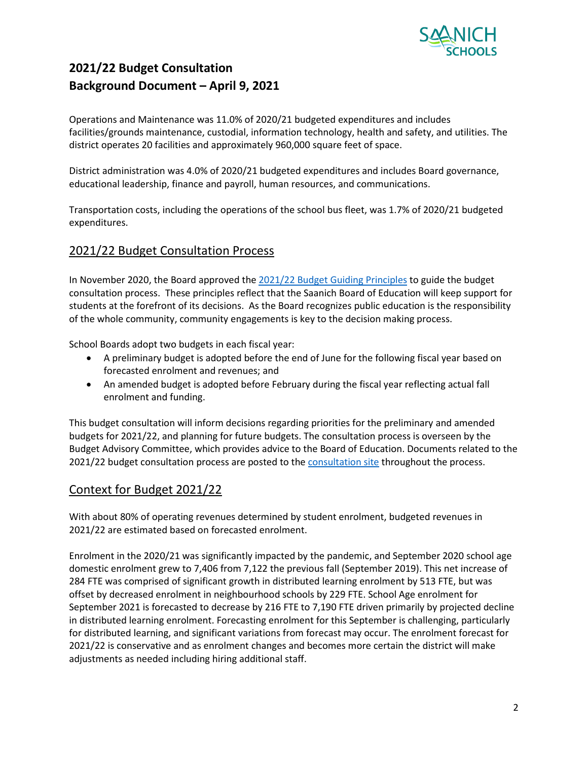## 2021/22 Budget Consultation
## Background Document – April 9, 2021

Operations and Maintenance was 11.0% of 2020/21 budgeted expenditures and includes facilities/grounds maintenance, custodial, information technology, health and safety, and utilities. The district operates 20 facilities and approximately 960,000 square feet of space.

District administration was 4.0% of 2020/21 budgeted expenditures and includes Board governance, educational leadership, finance and payroll, human resources, and communications.

Transportation costs, including the operations of the school bus fleet, was 1.7% of 2020/21 budgeted expenditures.

## 2021/22 Budget Consultation Process

In November 2020, the Board approved the 2021/22 Budget Guiding Principles to guide the budget consultation process. These principles reflect that the Saanich Board of Education will keep support for students at the forefront of its decisions. As the Board recognizes public education is the responsibility of the whole community, community engagements is key to the decision making process.

School Boards adopt two budgets in each fiscal year:

- A preliminary budget is adopted before the end of June for the following fiscal year based on forecasted enrolment and revenues; and
- An amended budget is adopted before February during the fiscal year reflecting actual fall enrolment and funding.

This budget consultation will inform decisions regarding priorities for the preliminary and amended budgets for 2021/22, and planning for future budgets. The consultation process is overseen by the Budget Advisory Committee, which provides advice to the Board of Education. Documents related to the 2021/22 budget consultation process are posted to the consultation site throughout the process.

## Context for Budget 2021/22

With about 80% of operating revenues determined by student enrolment, budgeted revenues in 2021/22 are estimated based on forecasted enrolment.

Enrolment in the 2020/21 was significantly impacted by the pandemic, and September 2020 school age domestic enrolment grew to 7,406 from 7,122 the previous fall (September 2019). This net increase of 284 FTE was comprised of significant growth in distributed learning enrolment by 513 FTE, but was offset by decreased enrolment in neighbourhood schools by 229 FTE. School Age enrolment for September 2021 is forecasted to decrease by 216 FTE to 7,190 FTE driven primarily by projected decline in distributed learning enrolment. Forecasting enrolment for this September is challenging, particularly for distributed learning, and significant variations from forecast may occur. The enrolment forecast for 2021/22 is conservative and as enrolment changes and becomes more certain the district will make adjustments as needed including hiring additional staff.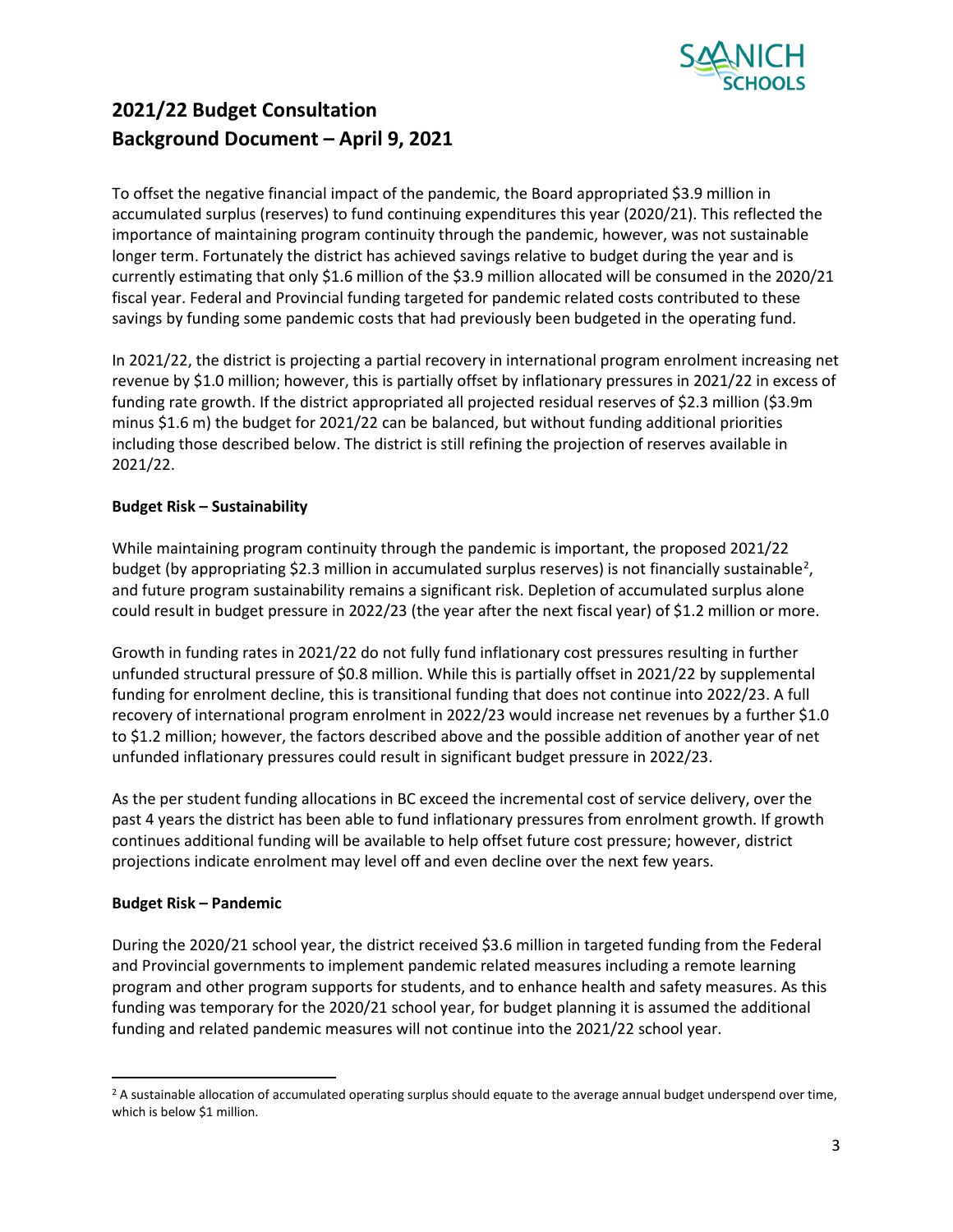# 2021/22 Budget Consultation
# Background Document – April 9, 2021

To offset the negative financial impact of the pandemic, the Board appropriated $3.9 million in accumulated surplus (reserves) to fund continuing expenditures this year (2020/21). This reflected the importance of maintaining program continuity through the pandemic, however, was not sustainable longer term. Fortunately the district has achieved savings relative to budget during the year and is currently estimating that only $1.6 million of the $3.9 million allocated will be consumed in the 2020/21 fiscal year. Federal and Provincial funding targeted for pandemic related costs contributed to these savings by funding some pandemic costs that had previously been budgeted in the operating fund.

In 2021/22, the district is projecting a partial recovery in international program enrolment increasing net revenue by $1.0 million; however, this is partially offset by inflationary pressures in 2021/22 in excess of funding rate growth. If the district appropriated all projected residual reserves of $2.3 million ($3.9m minus $1.6 m) the budget for 2021/22 can be balanced, but without funding additional priorities including those described below. The district is still refining the projection of reserves available in 2021/22.

**Budget Risk – Sustainability**

While maintaining program continuity through the pandemic is important, the proposed 2021/22 budget (by appropriating $2.3 million in accumulated surplus reserves) is not financially sustainable[2], and future program sustainability remains a significant risk. Depletion of accumulated surplus alone could result in budget pressure in 2022/23 (the year after the next fiscal year) of $1.2 million or more.

Growth in funding rates in 2021/22 do not fully fund inflationary cost pressures resulting in further unfunded structural pressure of $0.8 million. While this is partially offset in 2021/22 by supplemental funding for enrolment decline, this is transitional funding that does not continue into 2022/23. A full recovery of international program enrolment in 2022/23 would increase net revenues by a further $1.0 to $1.2 million; however, the factors described above and the possible addition of another year of net unfunded inflationary pressures could result in significant budget pressure in 2022/23.

As the per student funding allocations in BC exceed the incremental cost of service delivery, over the past 4 years the district has been able to fund inflationary pressures from enrolment growth. If growth continues additional funding will be available to help offset future cost pressure; however, district projections indicate enrolment may level off and even decline over the next few years.

**Budget Risk – Pandemic**

During the 2020/21 school year, the district received $3.6 million in targeted funding from the Federal and Provincial governments to implement pandemic related measures including a remote learning program and other program supports for students, and to enhance health and safety measures. As this funding was temporary for the 2020/21 school year, for budget planning it is assumed the additional funding and related pandemic measures will not continue into the 2021/22 school year.

[2] A sustainable allocation of accumulated operating surplus should equate to the average annual budget underspend over time, which is below $1 million.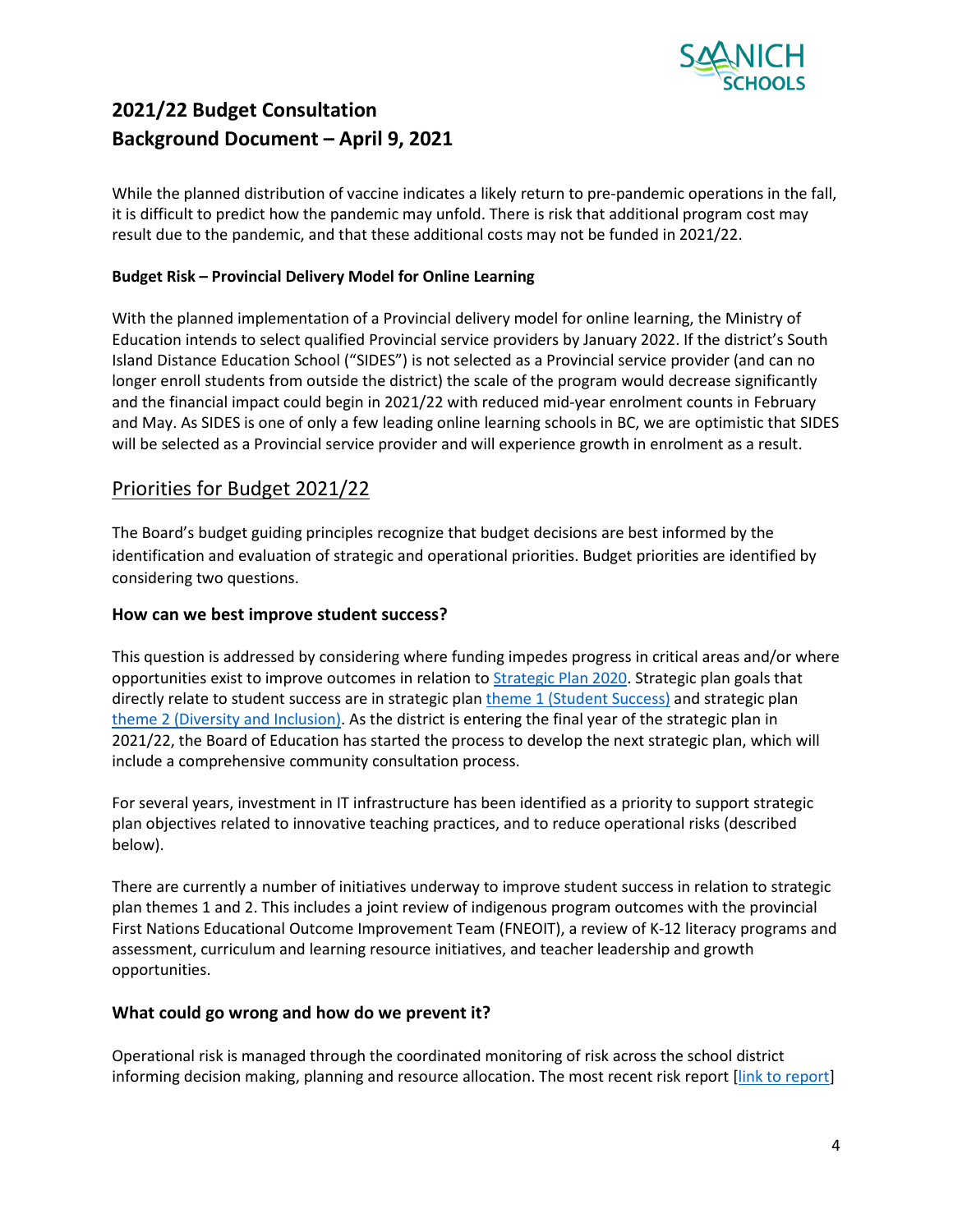# 2021/22 Budget Consultation
# Background Document – April 9, 2021

While the planned distribution of vaccine indicates a likely return to pre-pandemic operations in the fall, it is difficult to predict how the pandemic may unfold. There is risk that additional program cost may result due to the pandemic, and that these additional costs may not be funded in 2021/22.

**Budget Risk – Provincial Delivery Model for Online Learning**

With the planned implementation of a Provincial delivery model for online learning, the Ministry of Education intends to select qualified Provincial service providers by January 2022. If the district's South Island Distance Education School ("SIDES") is not selected as a Provincial service provider (and can no longer enroll students from outside the district) the scale of the program would decrease significantly and the financial impact could begin in 2021/22 with reduced mid-year enrolment counts in February and May. As SIDES is one of only a few leading online learning schools in BC, we are optimistic that SIDES will be selected as a Provincial service provider and will experience growth in enrolment as a result.

## Priorities for Budget 2021/22

The Board's budget guiding principles recognize that budget decisions are best informed by the identification and evaluation of strategic and operational priorities. Budget priorities are identified by considering two questions.

### How can we best improve student success?

This question is addressed by considering where funding impedes progress in critical areas and/or where opportunities exist to improve outcomes in relation to Strategic Plan 2020. Strategic plan goals that directly relate to student success are in strategic plan theme 1 (Student Success) and strategic plan theme 2 (Diversity and Inclusion). As the district is entering the final year of the strategic plan in 2021/22, the Board of Education has started the process to develop the next strategic plan, which will include a comprehensive community consultation process.

For several years, investment in IT infrastructure has been identified as a priority to support strategic plan objectives related to innovative teaching practices, and to reduce operational risks (described below).

There are currently a number of initiatives underway to improve student success in relation to strategic plan themes 1 and 2. This includes a joint review of indigenous program outcomes with the provincial First Nations Educational Outcome Improvement Team (FNEOIT), a review of K-12 literacy programs and assessment, curriculum and learning resource initiatives, and teacher leadership and growth opportunities.

### What could go wrong and how do we prevent it?

Operational risk is managed through the coordinated monitoring of risk across the school district informing decision making, planning and resource allocation. The most recent risk report [link to report]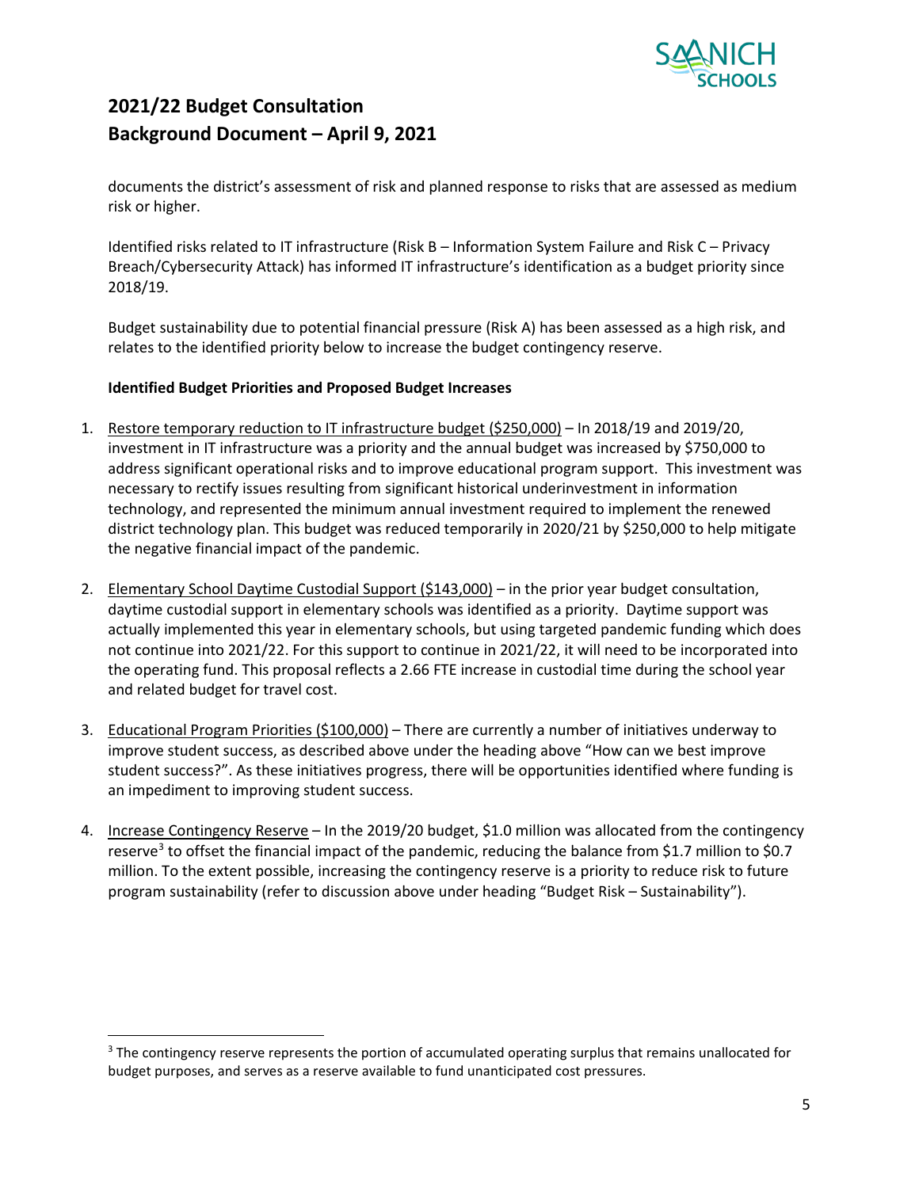documents the district's assessment of risk and planned response to risks that are assessed as medium risk or higher.

Identified risks related to IT infrastructure (Risk B – Information System Failure and Risk C – Privacy Breach/Cybersecurity Attack) has informed IT infrastructure's identification as a budget priority since 2018/19.

Budget sustainability due to potential financial pressure (Risk A) has been assessed as a high risk, and relates to the identified priority below to increase the budget contingency reserve.

**Identified Budget Priorities and Proposed Budget Increases**

1. Restore temporary reduction to IT infrastructure budget ($250,000) – In 2018/19 and 2019/20, investment in IT infrastructure was a priority and the annual budget was increased by $750,000 to address significant operational risks and to improve educational program support. This investment was necessary to rectify issues resulting from significant historical underinvestment in information technology, and represented the minimum annual investment required to implement the renewed district technology plan. This budget was reduced temporarily in 2020/21 by $250,000 to help mitigate the negative financial impact of the pandemic.

2. Elementary School Daytime Custodial Support ($143,000) – in the prior year budget consultation, daytime custodial support in elementary schools was identified as a priority. Daytime support was actually implemented this year in elementary schools, but using targeted pandemic funding which does not continue into 2021/22. For this support to continue in 2021/22, it will need to be incorporated into the operating fund. This proposal reflects a 2.66 FTE increase in custodial time during the school year and related budget for travel cost.

3. Educational Program Priorities ($100,000) – There are currently a number of initiatives underway to improve student success, as described above under the heading above "How can we best improve student success?". As these initiatives progress, there will be opportunities identified where funding is an impediment to improving student success.

4. Increase Contingency Reserve – In the 2019/20 budget, $1.0 million was allocated from the contingency reserve[3] to offset the financial impact of the pandemic, reducing the balance from $1.7 million to $0.7 million. To the extent possible, increasing the contingency reserve is a priority to reduce risk to future program sustainability (refer to discussion above under heading "Budget Risk – Sustainability").

---

[3] The contingency reserve represents the portion of accumulated operating surplus that remains unallocated for budget purposes, and serves as a reserve available to fund unanticipated cost pressures.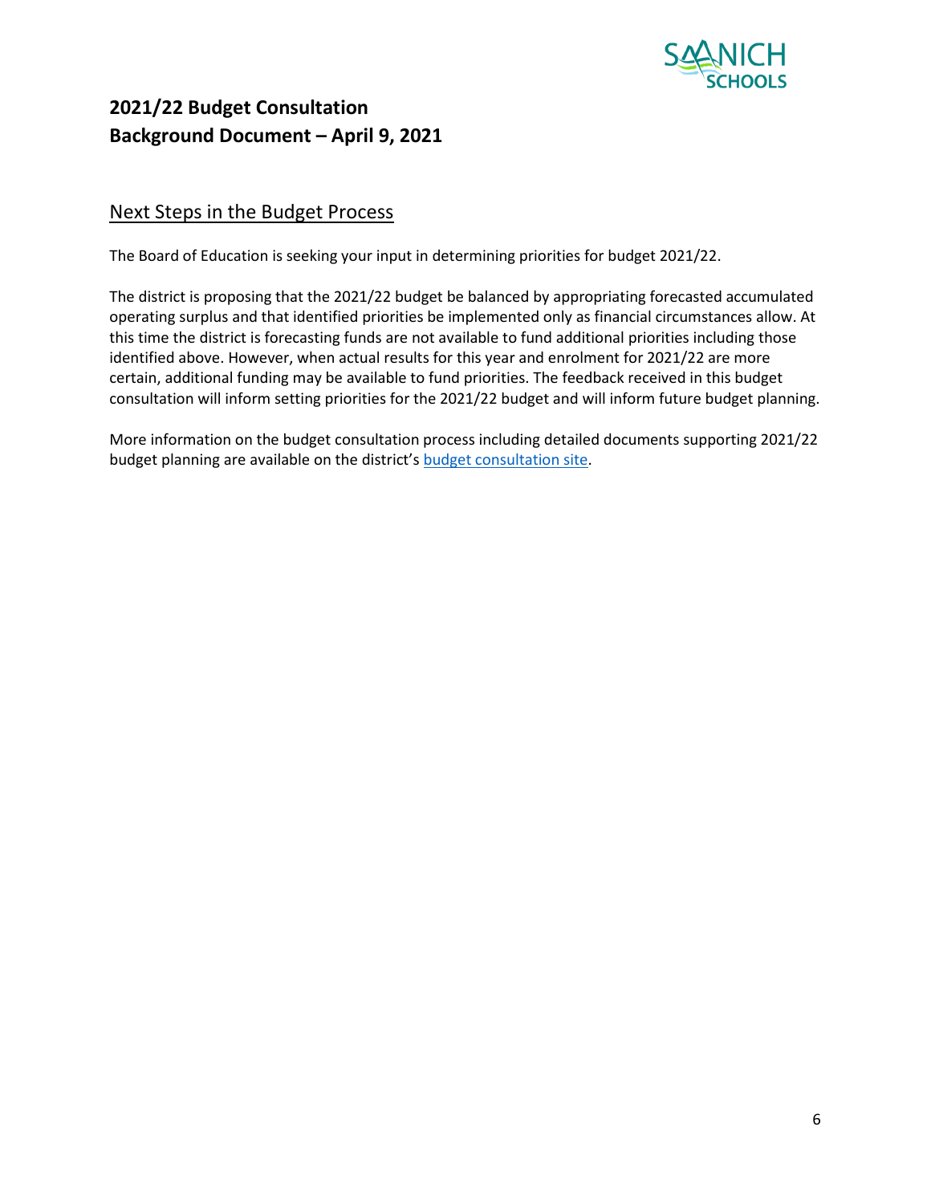## 2021/22 Budget Consultation
## Background Document – April 9, 2021

### Next Steps in the Budget Process

The Board of Education is seeking your input in determining priorities for budget 2021/22.

The district is proposing that the 2021/22 budget be balanced by appropriating forecasted accumulated operating surplus and that identified priorities be implemented only as financial circumstances allow. At this time the district is forecasting funds are not available to fund additional priorities including those identified above. However, when actual results for this year and enrolment for 2021/22 are more certain, additional funding may be available to fund priorities. The feedback received in this budget consultation will inform setting priorities for the 2021/22 budget and will inform future budget planning.

More information on the budget consultation process including detailed documents supporting 2021/22 budget planning are available on the district's budget consultation site.